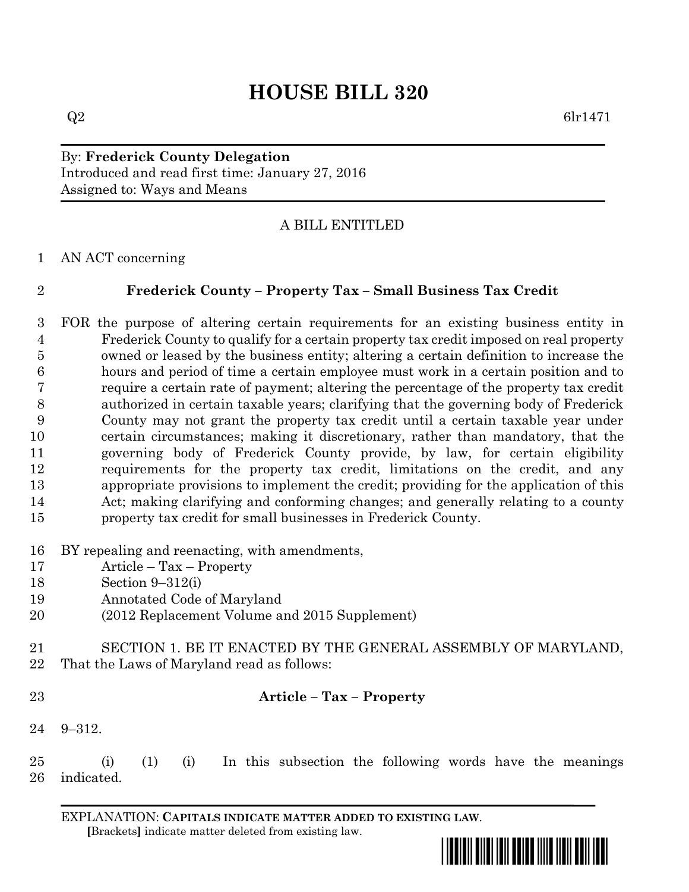# HOUSE BILL 320

Q2 6lr1471

By: **Frederick County Delegation**
Introduced and read first time: January 27, 2016
Assigned to: Ways and Means

A BILL ENTITLED

AN ACT concerning

**Frederick County – Property Tax – Small Business Tax Credit**

FOR the purpose of altering certain requirements for an existing business entity in Frederick County to qualify for a certain property tax credit imposed on real property owned or leased by the business entity; altering a certain definition to increase the hours and period of time a certain employee must work in a certain position and to require a certain rate of payment; altering the percentage of the property tax credit authorized in certain taxable years; clarifying that the governing body of Frederick County may not grant the property tax credit until a certain taxable year under certain circumstances; making it discretionary, rather than mandatory, that the governing body of Frederick County provide, by law, for certain eligibility requirements for the property tax credit, limitations on the credit, and any appropriate provisions to implement the credit; providing for the application of this Act; making clarifying and conforming changes; and generally relating to a county property tax credit for small businesses in Frederick County.

BY repealing and reenacting, with amendments,
Article – Tax – Property
Section 9–312(i)
Annotated Code of Maryland
(2012 Replacement Volume and 2015 Supplement)

SECTION 1. BE IT ENACTED BY THE GENERAL ASSEMBLY OF MARYLAND, That the Laws of Maryland read as follows:

**Article – Tax – Property**

9–312.

(i) (1) (i) In this subsection the following words have the meanings indicated.

EXPLANATION: **CAPITALS INDICATE MATTER ADDED TO EXISTING LAW**.
**[**Brackets**]** indicate matter deleted from existing law.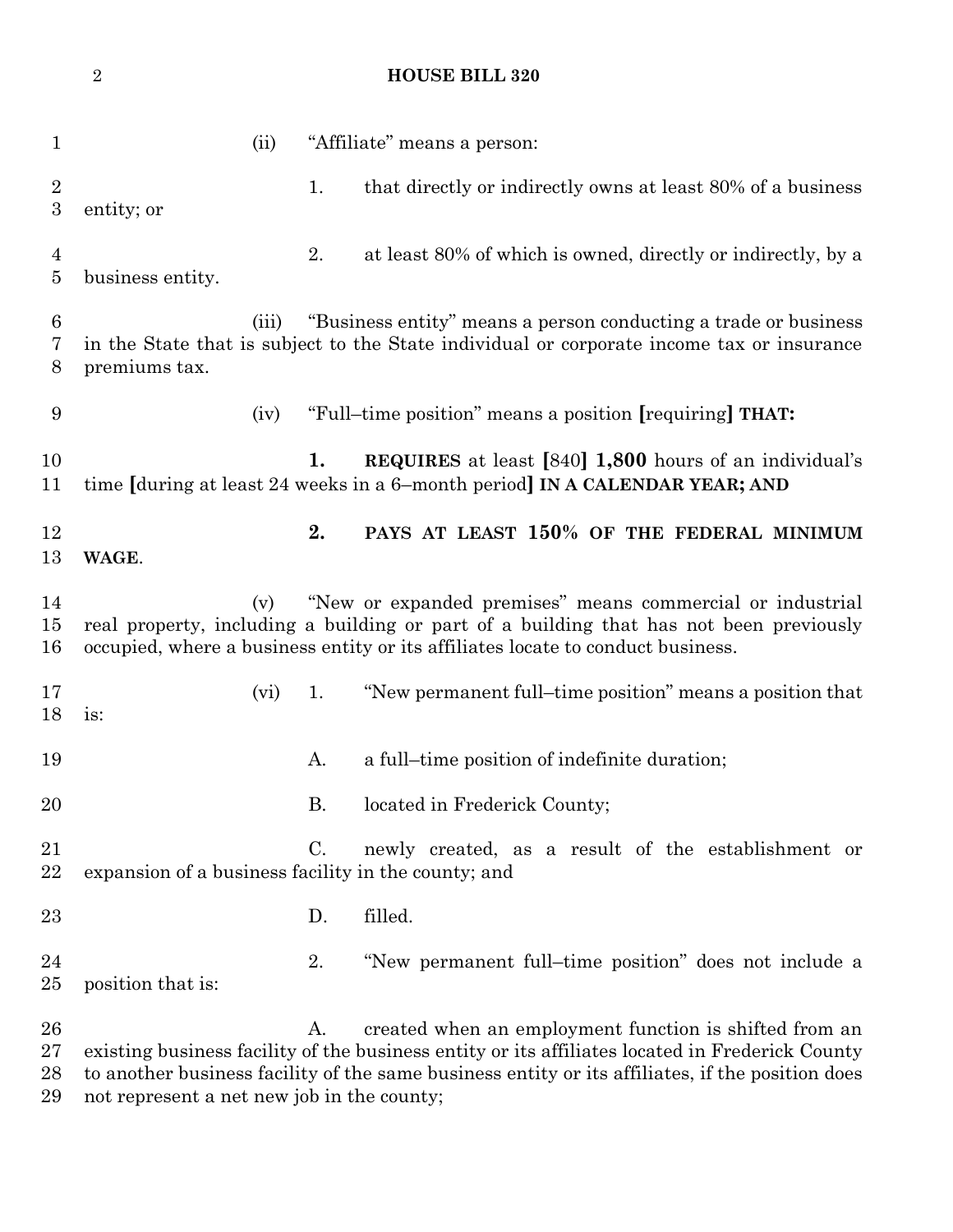(ii) "Affiliate" means a person:

1. that directly or indirectly owns at least 80% of a business entity; or

2. at least 80% of which is owned, directly or indirectly, by a business entity.

(iii) "Business entity" means a person conducting a trade or business in the State that is subject to the State individual or corporate income tax or insurance premiums tax.

(iv) "Full–time position" means a position [requiring] **THAT:**

**1. REQUIRES** at least [840] **1,800** hours of an individual's time [during at least 24 weeks in a 6–month period] **IN A CALENDAR YEAR; AND**

**2. PAYS AT LEAST 150% OF THE FEDERAL MINIMUM WAGE**.

(v) "New or expanded premises" means commercial or industrial real property, including a building or part of a building that has not been previously occupied, where a business entity or its affiliates locate to conduct business.

(vi) 1. "New permanent full–time position" means a position that is:

A. a full–time position of indefinite duration;

B. located in Frederick County;

C. newly created, as a result of the establishment or expansion of a business facility in the county; and

D. filled.

2. "New permanent full–time position" does not include a position that is:

A. created when an employment function is shifted from an existing business facility of the business entity or its affiliates located in Frederick County to another business facility of the same business entity or its affiliates, if the position does not represent a net new job in the county;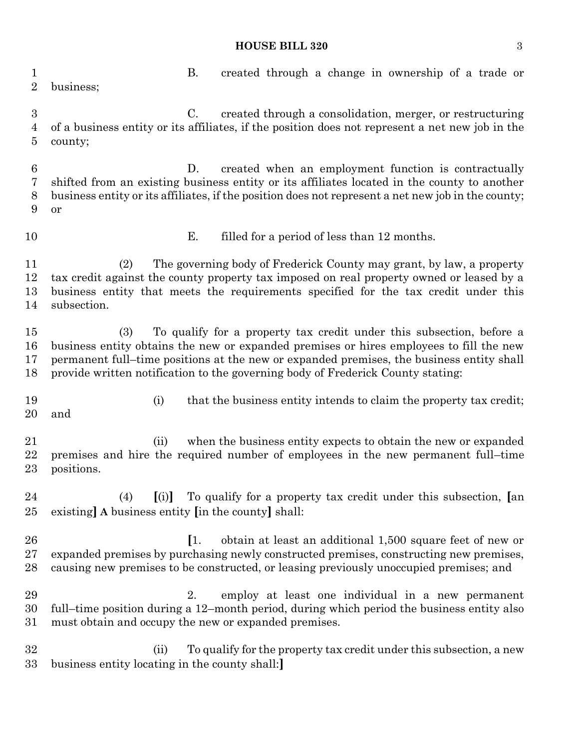B. created through a change in ownership of a trade or business;

C. created through a consolidation, merger, or restructuring of a business entity or its affiliates, if the position does not represent a net new job in the county;

D. created when an employment function is contractually shifted from an existing business entity or its affiliates located in the county to another business entity or its affiliates, if the position does not represent a net new job in the county; or

E. filled for a period of less than 12 months.

(2) The governing body of Frederick County may grant, by law, a property tax credit against the county property tax imposed on real property owned or leased by a business entity that meets the requirements specified for the tax credit under this subsection.

(3) To qualify for a property tax credit under this subsection, before a business entity obtains the new or expanded premises or hires employees to fill the new permanent full–time positions at the new or expanded premises, the business entity shall provide written notification to the governing body of Frederick County stating:

(i) that the business entity intends to claim the property tax credit; and

(ii) when the business entity expects to obtain the new or expanded premises and hire the required number of employees in the new permanent full–time positions.

(4) **[**(i)**]** To qualify for a property tax credit under this subsection, **[**an existing**]** **A** business entity **[**in the county**]** shall:

**[**1. obtain at least an additional 1,500 square feet of new or expanded premises by purchasing newly constructed premises, constructing new premises, causing new premises to be constructed, or leasing previously unoccupied premises; and

2. employ at least one individual in a new permanent full–time position during a 12–month period, during which period the business entity also must obtain and occupy the new or expanded premises.

(ii) To qualify for the property tax credit under this subsection, a new business entity locating in the county shall:**]**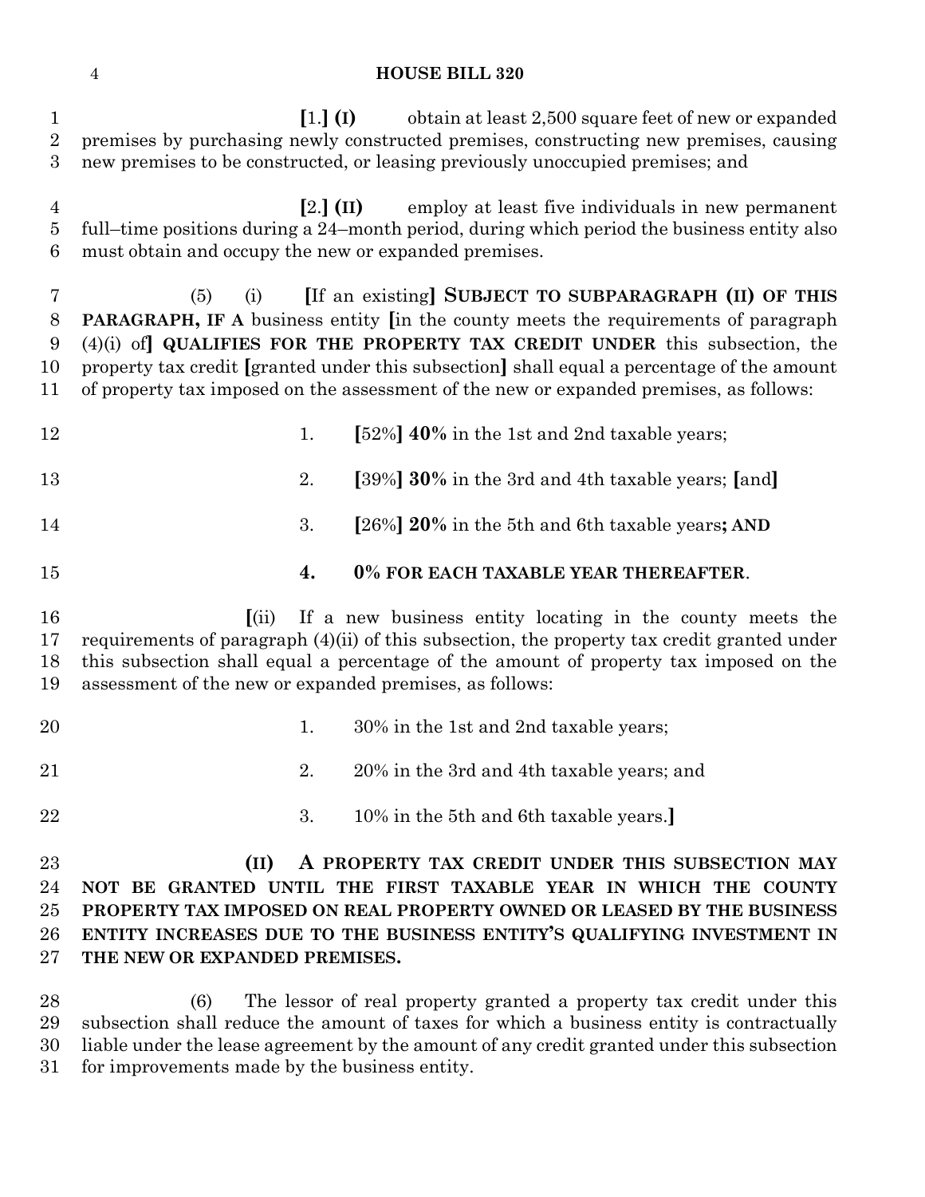[1.] **(I)** obtain at least 2,500 square feet of new or expanded premises by purchasing newly constructed premises, constructing new premises, causing new premises to be constructed, or leasing previously unoccupied premises; and

[2.] **(II)** employ at least five individuals in new permanent full–time positions during a 24–month period, during which period the business entity also must obtain and occupy the new or expanded premises.

(5) (i) [If an existing] **SUBJECT TO SUBPARAGRAPH (II) OF THIS PARAGRAPH, IF A** business entity [in the county meets the requirements of paragraph (4)(i) of] **QUALIFIES FOR THE PROPERTY TAX CREDIT UNDER** this subsection, the property tax credit [granted under this subsection] shall equal a percentage of the amount of property tax imposed on the assessment of the new or expanded premises, as follows:

1. [52%] **40%** in the 1st and 2nd taxable years;

2. [39%] **30%** in the 3rd and 4th taxable years; [and]

3. [26%] **20%** in the 5th and 6th taxable years**; AND**

**4. 0% FOR EACH TAXABLE YEAR THEREAFTER**.

[(ii) If a new business entity locating in the county meets the requirements of paragraph (4)(ii) of this subsection, the property tax credit granted under this subsection shall equal a percentage of the amount of property tax imposed on the assessment of the new or expanded premises, as follows:

1. 30% in the 1st and 2nd taxable years;

2. 20% in the 3rd and 4th taxable years; and

3. 10% in the 5th and 6th taxable years.]

**(II) A PROPERTY TAX CREDIT UNDER THIS SUBSECTION MAY NOT BE GRANTED UNTIL THE FIRST TAXABLE YEAR IN WHICH THE COUNTY PROPERTY TAX IMPOSED ON REAL PROPERTY OWNED OR LEASED BY THE BUSINESS ENTITY INCREASES DUE TO THE BUSINESS ENTITY'S QUALIFYING INVESTMENT IN THE NEW OR EXPANDED PREMISES.**

(6) The lessor of real property granted a property tax credit under this subsection shall reduce the amount of taxes for which a business entity is contractually liable under the lease agreement by the amount of any credit granted under this subsection for improvements made by the business entity.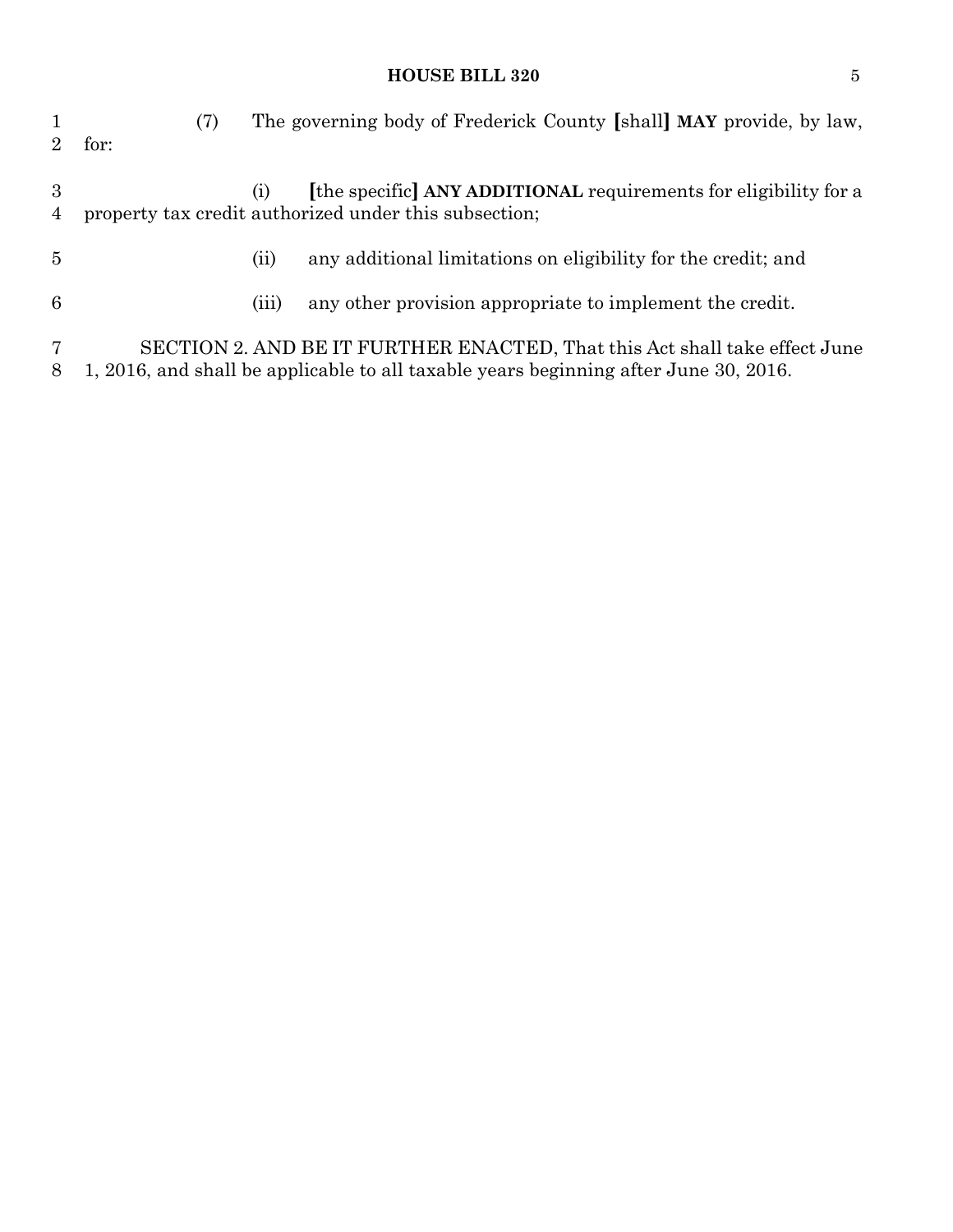(7) The governing body of Frederick County [shall] **MAY** provide, by law, for:

(i) [the specific] **ANY ADDITIONAL** requirements for eligibility for a property tax credit authorized under this subsection;

(ii) any additional limitations on eligibility for the credit; and

(iii) any other provision appropriate to implement the credit.

SECTION 2. AND BE IT FURTHER ENACTED, That this Act shall take effect June 1, 2016, and shall be applicable to all taxable years beginning after June 30, 2016.